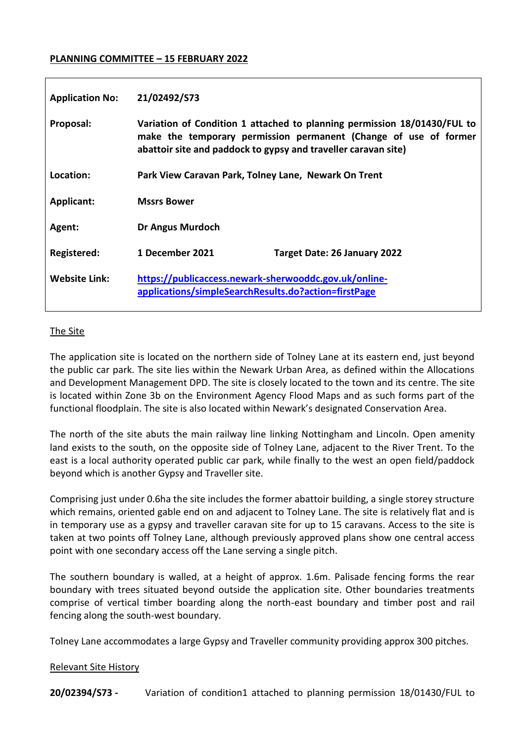**PLANNING COMMITTEE – 15 FEBRUARY 2022**

| | | |
|---|---|---|
| **Application No:** | **21/02492/S73** | |
| **Proposal:** | **Variation of Condition 1 attached to planning permission 18/01430/FUL to make the temporary permission permanent (Change of use of former abattoir site and paddock to gypsy and traveller caravan site)** | |
| **Location:** | **Park View Caravan Park, Tolney Lane, Newark On Trent** | |
| **Applicant:** | **Mssrs Bower** | |
| **Agent:** | **Dr Angus Murdoch** | |
| **Registered:** | **1 December 2021** | **Target Date: 26 January 2022** |
| **Website Link:** | [https://publicaccess.newark-sherwooddc.gov.uk/online-applications/simpleSearchResults.do?action=firstPage](https://publicaccess.newark-sherwooddc.gov.uk/online-applications/simpleSearchResults.do?action=firstPage) | |

## The Site

The application site is located on the northern side of Tolney Lane at its eastern end, just beyond the public car park. The site lies within the Newark Urban Area, as defined within the Allocations and Development Management DPD. The site is closely located to the town and its centre. The site is located within Zone 3b on the Environment Agency Flood Maps and as such forms part of the functional floodplain. The site is also located within Newark's designated Conservation Area.

The north of the site abuts the main railway line linking Nottingham and Lincoln. Open amenity land exists to the south, on the opposite side of Tolney Lane, adjacent to the River Trent. To the east is a local authority operated public car park, while finally to the west an open field/paddock beyond which is another Gypsy and Traveller site.

Comprising just under 0.6ha the site includes the former abattoir building, a single storey structure which remains, oriented gable end on and adjacent to Tolney Lane. The site is relatively flat and is in temporary use as a gypsy and traveller caravan site for up to 15 caravans. Access to the site is taken at two points off Tolney Lane, although previously approved plans show one central access point with one secondary access off the Lane serving a single pitch.

The southern boundary is walled, at a height of approx. 1.6m. Palisade fencing forms the rear boundary with trees situated beyond outside the application site. Other boundaries treatments comprise of vertical timber boarding along the north-east boundary and timber post and rail fencing along the south-west boundary.

Tolney Lane accommodates a large Gypsy and Traveller community providing approx 300 pitches.

## Relevant Site History

**20/02394/S73 -** Variation of condition1 attached to planning permission 18/01430/FUL to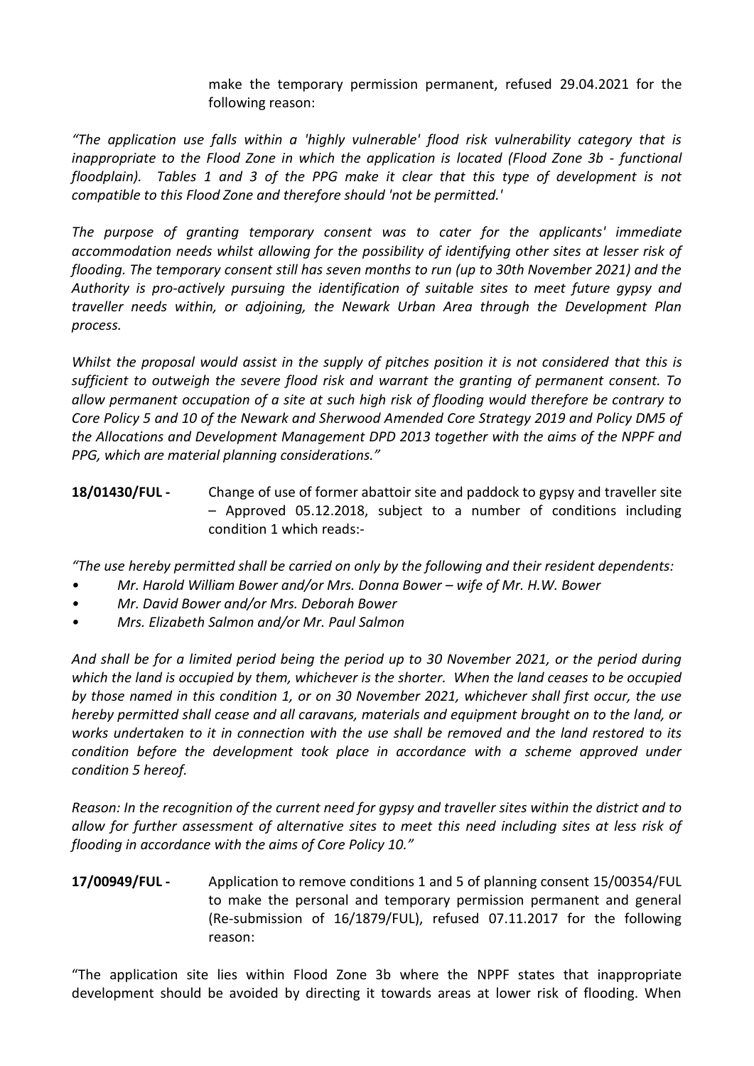make the temporary permission permanent, refused 29.04.2021 for the following reason:

*"The application use falls within a 'highly vulnerable' flood risk vulnerability category that is inappropriate to the Flood Zone in which the application is located (Flood Zone 3b - functional floodplain). Tables 1 and 3 of the PPG make it clear that this type of development is not compatible to this Flood Zone and therefore should 'not be permitted.'*

*The purpose of granting temporary consent was to cater for the applicants' immediate accommodation needs whilst allowing for the possibility of identifying other sites at lesser risk of flooding. The temporary consent still has seven months to run (up to 30th November 2021) and the Authority is pro-actively pursuing the identification of suitable sites to meet future gypsy and traveller needs within, or adjoining, the Newark Urban Area through the Development Plan process.*

*Whilst the proposal would assist in the supply of pitches position it is not considered that this is sufficient to outweigh the severe flood risk and warrant the granting of permanent consent. To allow permanent occupation of a site at such high risk of flooding would therefore be contrary to Core Policy 5 and 10 of the Newark and Sherwood Amended Core Strategy 2019 and Policy DM5 of the Allocations and Development Management DPD 2013 together with the aims of the NPPF and PPG, which are material planning considerations."*

**18/01430/FUL -** Change of use of former abattoir site and paddock to gypsy and traveller site – Approved 05.12.2018, subject to a number of conditions including condition 1 which reads:-

*"The use hereby permitted shall be carried on only by the following and their resident dependents:*

- *Mr. Harold William Bower and/or Mrs. Donna Bower – wife of Mr. H.W. Bower*
- *Mr. David Bower and/or Mrs. Deborah Bower*
- *Mrs. Elizabeth Salmon and/or Mr. Paul Salmon*

*And shall be for a limited period being the period up to 30 November 2021, or the period during which the land is occupied by them, whichever is the shorter. When the land ceases to be occupied by those named in this condition 1, or on 30 November 2021, whichever shall first occur, the use hereby permitted shall cease and all caravans, materials and equipment brought on to the land, or works undertaken to it in connection with the use shall be removed and the land restored to its condition before the development took place in accordance with a scheme approved under condition 5 hereof.*

*Reason: In the recognition of the current need for gypsy and traveller sites within the district and to allow for further assessment of alternative sites to meet this need including sites at less risk of flooding in accordance with the aims of Core Policy 10."*

**17/00949/FUL -** Application to remove conditions 1 and 5 of planning consent 15/00354/FUL to make the personal and temporary permission permanent and general (Re-submission of 16/1879/FUL), refused 07.11.2017 for the following reason:

"The application site lies within Flood Zone 3b where the NPPF states that inappropriate development should be avoided by directing it towards areas at lower risk of flooding. When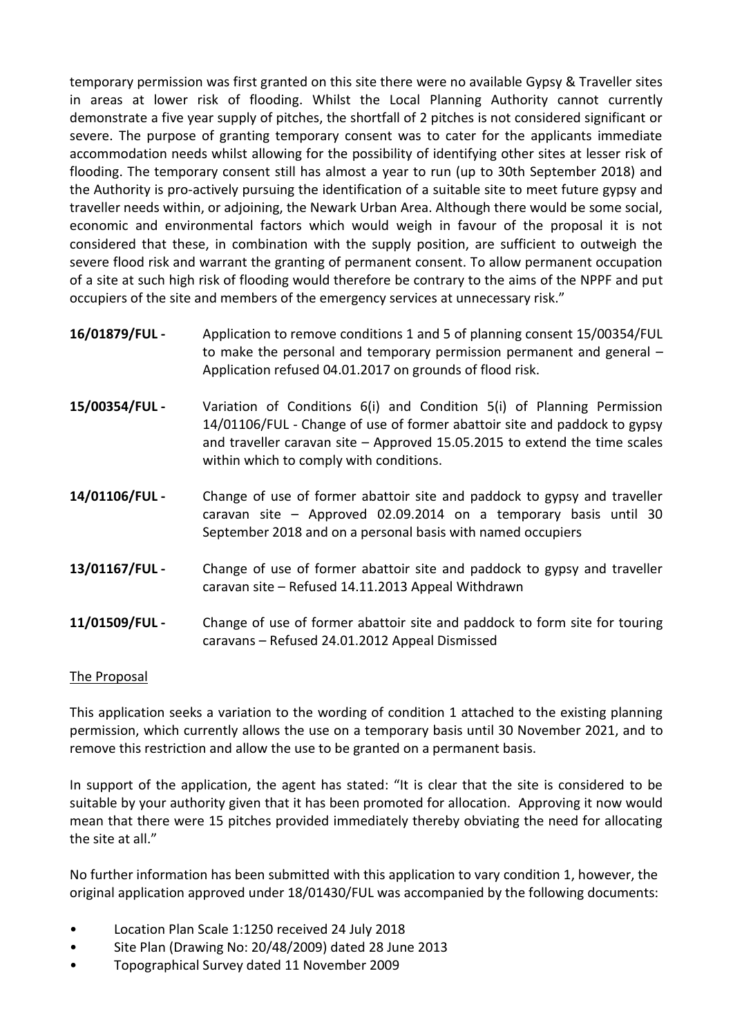temporary permission was first granted on this site there were no available Gypsy & Traveller sites in areas at lower risk of flooding. Whilst the Local Planning Authority cannot currently demonstrate a five year supply of pitches, the shortfall of 2 pitches is not considered significant or severe. The purpose of granting temporary consent was to cater for the applicants immediate accommodation needs whilst allowing for the possibility of identifying other sites at lesser risk of flooding. The temporary consent still has almost a year to run (up to 30th September 2018) and the Authority is pro-actively pursuing the identification of a suitable site to meet future gypsy and traveller needs within, or adjoining, the Newark Urban Area. Although there would be some social, economic and environmental factors which would weigh in favour of the proposal it is not considered that these, in combination with the supply position, are sufficient to outweigh the severe flood risk and warrant the granting of permanent consent. To allow permanent occupation of a site at such high risk of flooding would therefore be contrary to the aims of the NPPF and put occupiers of the site and members of the emergency services at unnecessary risk."

**16/01879/FUL -** Application to remove conditions 1 and 5 of planning consent 15/00354/FUL to make the personal and temporary permission permanent and general – Application refused 04.01.2017 on grounds of flood risk.

**15/00354/FUL -** Variation of Conditions 6(i) and Condition 5(i) of Planning Permission 14/01106/FUL - Change of use of former abattoir site and paddock to gypsy and traveller caravan site – Approved 15.05.2015 to extend the time scales within which to comply with conditions.

**14/01106/FUL -** Change of use of former abattoir site and paddock to gypsy and traveller caravan site – Approved 02.09.2014 on a temporary basis until 30 September 2018 and on a personal basis with named occupiers

**13/01167/FUL -** Change of use of former abattoir site and paddock to gypsy and traveller caravan site – Refused 14.11.2013 Appeal Withdrawn

**11/01509/FUL -** Change of use of former abattoir site and paddock to form site for touring caravans – Refused 24.01.2012 Appeal Dismissed

<u>The Proposal</u>

This application seeks a variation to the wording of condition 1 attached to the existing planning permission, which currently allows the use on a temporary basis until 30 November 2021, and to remove this restriction and allow the use to be granted on a permanent basis.

In support of the application, the agent has stated: "It is clear that the site is considered to be suitable by your authority given that it has been promoted for allocation. Approving it now would mean that there were 15 pitches provided immediately thereby obviating the need for allocating the site at all."

No further information has been submitted with this application to vary condition 1, however, the original application approved under 18/01430/FUL was accompanied by the following documents:

- Location Plan Scale 1:1250 received 24 July 2018
- Site Plan (Drawing No: 20/48/2009) dated 28 June 2013
- Topographical Survey dated 11 November 2009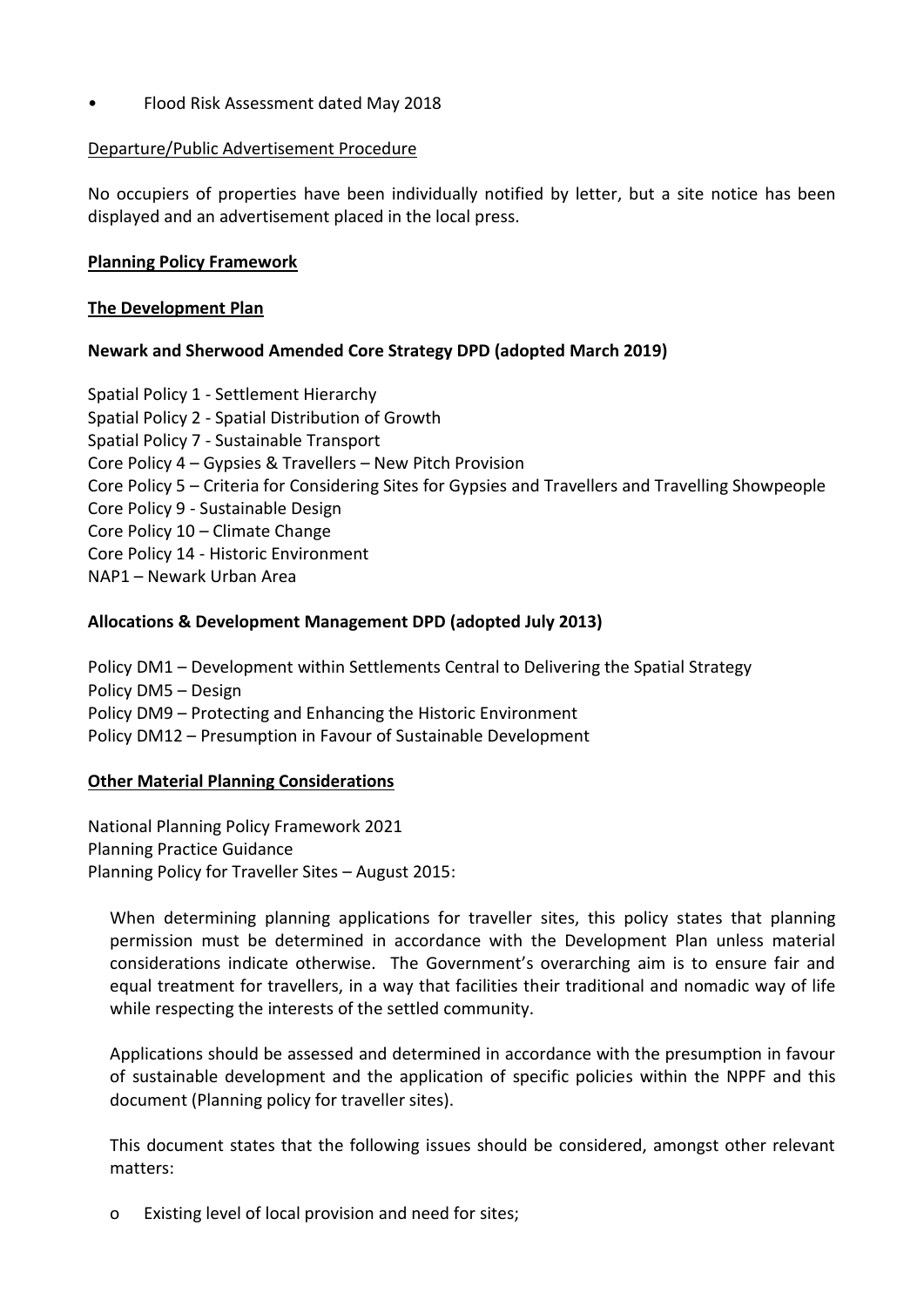- Flood Risk Assessment dated May 2018

Departure/Public Advertisement Procedure

No occupiers of properties have been individually notified by letter, but a site notice has been displayed and an advertisement placed in the local press.

**Planning Policy Framework**

**The Development Plan**

**Newark and Sherwood Amended Core Strategy DPD (adopted March 2019)**

Spatial Policy 1 - Settlement Hierarchy
Spatial Policy 2 - Spatial Distribution of Growth
Spatial Policy 7 - Sustainable Transport
Core Policy 4 – Gypsies & Travellers – New Pitch Provision
Core Policy 5 – Criteria for Considering Sites for Gypsies and Travellers and Travelling Showpeople
Core Policy 9 - Sustainable Design
Core Policy 10 – Climate Change
Core Policy 14 - Historic Environment
NAP1 – Newark Urban Area

**Allocations & Development Management DPD (adopted July 2013)**

Policy DM1 – Development within Settlements Central to Delivering the Spatial Strategy
Policy DM5 – Design
Policy DM9 – Protecting and Enhancing the Historic Environment
Policy DM12 – Presumption in Favour of Sustainable Development

**Other Material Planning Considerations**

National Planning Policy Framework 2021
Planning Practice Guidance
Planning Policy for Traveller Sites – August 2015:

When determining planning applications for traveller sites, this policy states that planning permission must be determined in accordance with the Development Plan unless material considerations indicate otherwise. The Government's overarching aim is to ensure fair and equal treatment for travellers, in a way that facilities their traditional and nomadic way of life while respecting the interests of the settled community.

Applications should be assessed and determined in accordance with the presumption in favour of sustainable development and the application of specific policies within the NPPF and this document (Planning policy for traveller sites).

This document states that the following issues should be considered, amongst other relevant matters:

- Existing level of local provision and need for sites;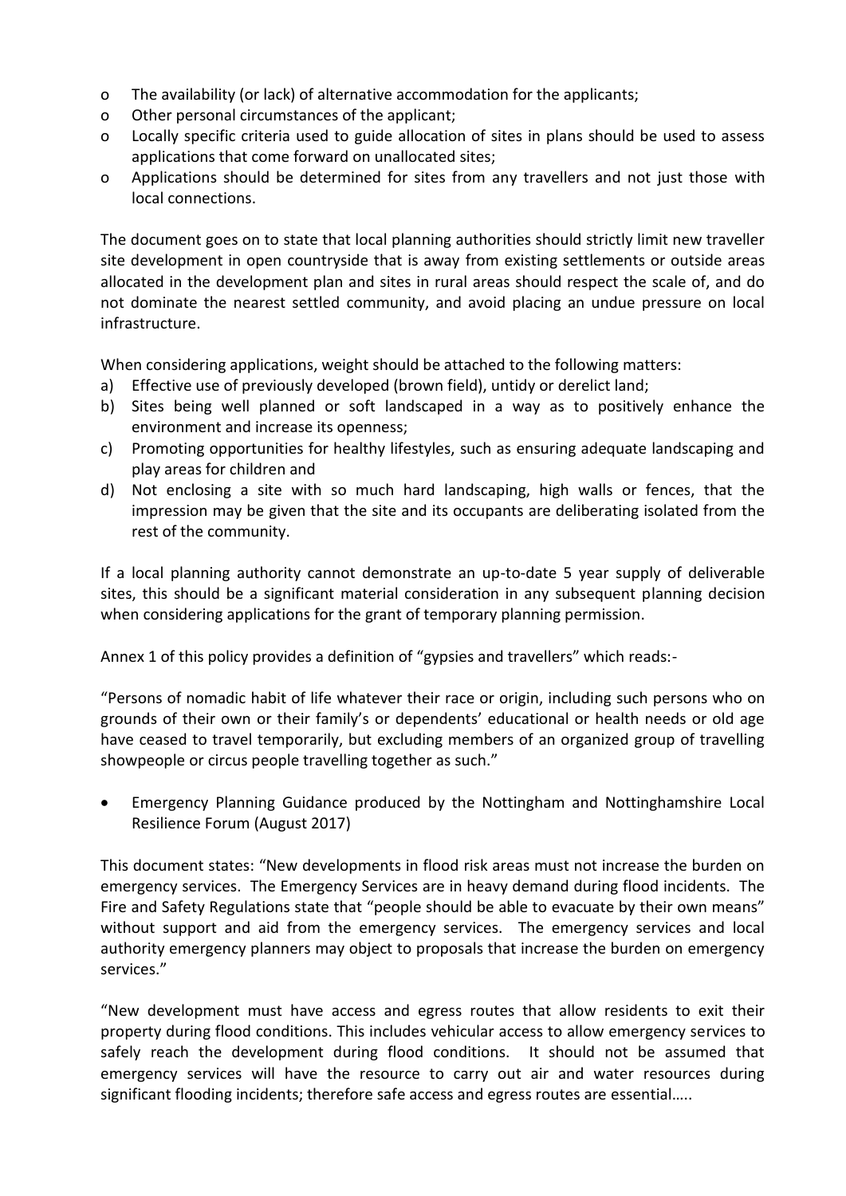- The availability (or lack) of alternative accommodation for the applicants;
- Other personal circumstances of the applicant;
- Locally specific criteria used to guide allocation of sites in plans should be used to assess applications that come forward on unallocated sites;
- Applications should be determined for sites from any travellers and not just those with local connections.

The document goes on to state that local planning authorities should strictly limit new traveller site development in open countryside that is away from existing settlements or outside areas allocated in the development plan and sites in rural areas should respect the scale of, and do not dominate the nearest settled community, and avoid placing an undue pressure on local infrastructure.

When considering applications, weight should be attached to the following matters:

a) Effective use of previously developed (brown field), untidy or derelict land;
b) Sites being well planned or soft landscaped in a way as to positively enhance the environment and increase its openness;
c) Promoting opportunities for healthy lifestyles, such as ensuring adequate landscaping and play areas for children and
d) Not enclosing a site with so much hard landscaping, high walls or fences, that the impression may be given that the site and its occupants are deliberating isolated from the rest of the community.

If a local planning authority cannot demonstrate an up-to-date 5 year supply of deliverable sites, this should be a significant material consideration in any subsequent planning decision when considering applications for the grant of temporary planning permission.

Annex 1 of this policy provides a definition of "gypsies and travellers" which reads:-

"Persons of nomadic habit of life whatever their race or origin, including such persons who on grounds of their own or their family's or dependents' educational or health needs or old age have ceased to travel temporarily, but excluding members of an organized group of travelling showpeople or circus people travelling together as such."

- Emergency Planning Guidance produced by the Nottingham and Nottinghamshire Local Resilience Forum (August 2017)

This document states: "New developments in flood risk areas must not increase the burden on emergency services. The Emergency Services are in heavy demand during flood incidents. The Fire and Safety Regulations state that "people should be able to evacuate by their own means" without support and aid from the emergency services. The emergency services and local authority emergency planners may object to proposals that increase the burden on emergency services."

"New development must have access and egress routes that allow residents to exit their property during flood conditions. This includes vehicular access to allow emergency services to safely reach the development during flood conditions. It should not be assumed that emergency services will have the resource to carry out air and water resources during significant flooding incidents; therefore safe access and egress routes are essential.....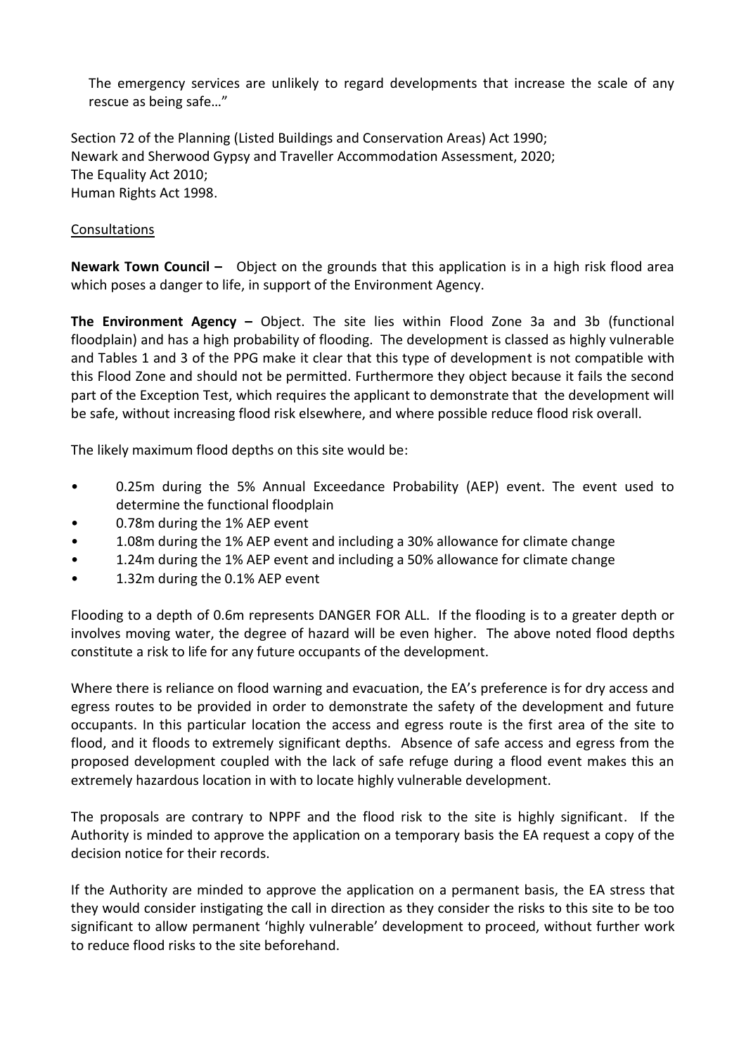The emergency services are unlikely to regard developments that increase the scale of any rescue as being safe…"

Section 72 of the Planning (Listed Buildings and Conservation Areas) Act 1990;
Newark and Sherwood Gypsy and Traveller Accommodation Assessment, 2020;
The Equality Act 2010;
Human Rights Act 1998.

Consultations

**Newark Town Council –** Object on the grounds that this application is in a high risk flood area which poses a danger to life, in support of the Environment Agency.

**The Environment Agency –** Object. The site lies within Flood Zone 3a and 3b (functional floodplain) and has a high probability of flooding. The development is classed as highly vulnerable and Tables 1 and 3 of the PPG make it clear that this type of development is not compatible with this Flood Zone and should not be permitted. Furthermore they object because it fails the second part of the Exception Test, which requires the applicant to demonstrate that the development will be safe, without increasing flood risk elsewhere, and where possible reduce flood risk overall.

The likely maximum flood depths on this site would be:

- 0.25m during the 5% Annual Exceedance Probability (AEP) event. The event used to determine the functional floodplain
- 0.78m during the 1% AEP event
- 1.08m during the 1% AEP event and including a 30% allowance for climate change
- 1.24m during the 1% AEP event and including a 50% allowance for climate change
- 1.32m during the 0.1% AEP event

Flooding to a depth of 0.6m represents DANGER FOR ALL. If the flooding is to a greater depth or involves moving water, the degree of hazard will be even higher. The above noted flood depths constitute a risk to life for any future occupants of the development.

Where there is reliance on flood warning and evacuation, the EA's preference is for dry access and egress routes to be provided in order to demonstrate the safety of the development and future occupants. In this particular location the access and egress route is the first area of the site to flood, and it floods to extremely significant depths. Absence of safe access and egress from the proposed development coupled with the lack of safe refuge during a flood event makes this an extremely hazardous location in with to locate highly vulnerable development.

The proposals are contrary to NPPF and the flood risk to the site is highly significant. If the Authority is minded to approve the application on a temporary basis the EA request a copy of the decision notice for their records.

If the Authority are minded to approve the application on a permanent basis, the EA stress that they would consider instigating the call in direction as they consider the risks to this site to be too significant to allow permanent 'highly vulnerable' development to proceed, without further work to reduce flood risks to the site beforehand.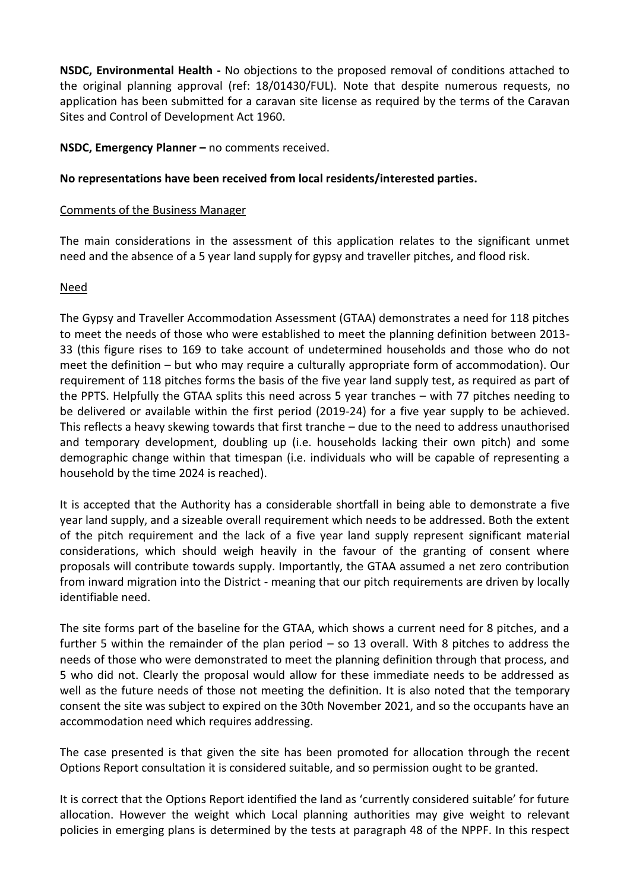**NSDC, Environmental Health -** No objections to the proposed removal of conditions attached to the original planning approval (ref: 18/01430/FUL). Note that despite numerous requests, no application has been submitted for a caravan site license as required by the terms of the Caravan Sites and Control of Development Act 1960.

**NSDC, Emergency Planner –** no comments received.

**No representations have been received from local residents/interested parties.**

Comments of the Business Manager

The main considerations in the assessment of this application relates to the significant unmet need and the absence of a 5 year land supply for gypsy and traveller pitches, and flood risk.

Need

The Gypsy and Traveller Accommodation Assessment (GTAA) demonstrates a need for 118 pitches to meet the needs of those who were established to meet the planning definition between 2013-33 (this figure rises to 169 to take account of undetermined households and those who do not meet the definition – but who may require a culturally appropriate form of accommodation). Our requirement of 118 pitches forms the basis of the five year land supply test, as required as part of the PPTS. Helpfully the GTAA splits this need across 5 year tranches – with 77 pitches needing to be delivered or available within the first period (2019-24) for a five year supply to be achieved. This reflects a heavy skewing towards that first tranche – due to the need to address unauthorised and temporary development, doubling up (i.e. households lacking their own pitch) and some demographic change within that timespan (i.e. individuals who will be capable of representing a household by the time 2024 is reached).

It is accepted that the Authority has a considerable shortfall in being able to demonstrate a five year land supply, and a sizeable overall requirement which needs to be addressed. Both the extent of the pitch requirement and the lack of a five year land supply represent significant material considerations, which should weigh heavily in the favour of the granting of consent where proposals will contribute towards supply. Importantly, the GTAA assumed a net zero contribution from inward migration into the District - meaning that our pitch requirements are driven by locally identifiable need.

The site forms part of the baseline for the GTAA, which shows a current need for 8 pitches, and a further 5 within the remainder of the plan period – so 13 overall. With 8 pitches to address the needs of those who were demonstrated to meet the planning definition through that process, and 5 who did not. Clearly the proposal would allow for these immediate needs to be addressed as well as the future needs of those not meeting the definition. It is also noted that the temporary consent the site was subject to expired on the 30th November 2021, and so the occupants have an accommodation need which requires addressing.

The case presented is that given the site has been promoted for allocation through the recent Options Report consultation it is considered suitable, and so permission ought to be granted.

It is correct that the Options Report identified the land as 'currently considered suitable' for future allocation. However the weight which Local planning authorities may give weight to relevant policies in emerging plans is determined by the tests at paragraph 48 of the NPPF. In this respect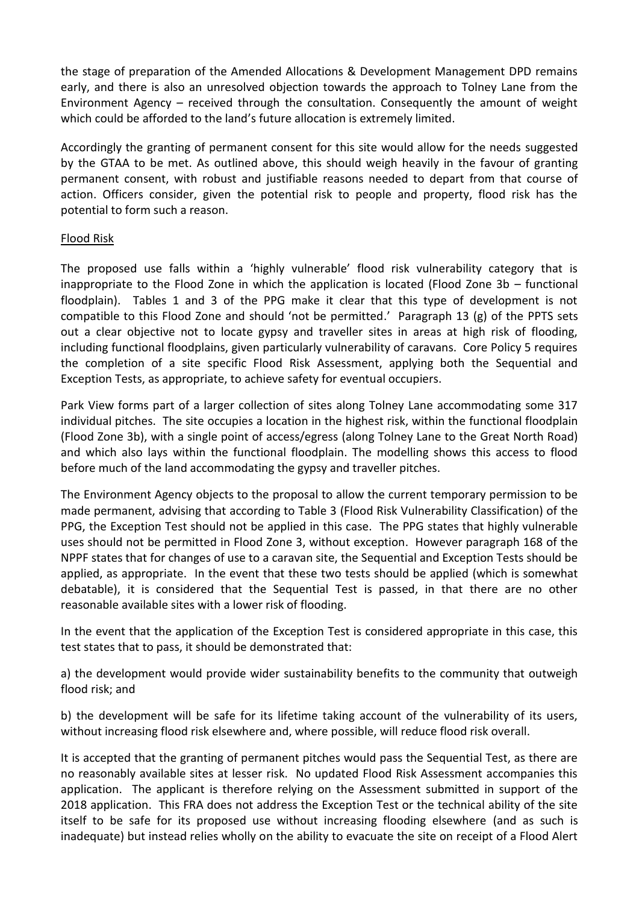the stage of preparation of the Amended Allocations & Development Management DPD remains early, and there is also an unresolved objection towards the approach to Tolney Lane from the Environment Agency – received through the consultation. Consequently the amount of weight which could be afforded to the land's future allocation is extremely limited.

Accordingly the granting of permanent consent for this site would allow for the needs suggested by the GTAA to be met. As outlined above, this should weigh heavily in the favour of granting permanent consent, with robust and justifiable reasons needed to depart from that course of action. Officers consider, given the potential risk to people and property, flood risk has the potential to form such a reason.

## Flood Risk

The proposed use falls within a 'highly vulnerable' flood risk vulnerability category that is inappropriate to the Flood Zone in which the application is located (Flood Zone 3b – functional floodplain). Tables 1 and 3 of the PPG make it clear that this type of development is not compatible to this Flood Zone and should 'not be permitted.' Paragraph 13 (g) of the PPTS sets out a clear objective not to locate gypsy and traveller sites in areas at high risk of flooding, including functional floodplains, given particularly vulnerability of caravans. Core Policy 5 requires the completion of a site specific Flood Risk Assessment, applying both the Sequential and Exception Tests, as appropriate, to achieve safety for eventual occupiers.

Park View forms part of a larger collection of sites along Tolney Lane accommodating some 317 individual pitches. The site occupies a location in the highest risk, within the functional floodplain (Flood Zone 3b), with a single point of access/egress (along Tolney Lane to the Great North Road) and which also lays within the functional floodplain. The modelling shows this access to flood before much of the land accommodating the gypsy and traveller pitches.

The Environment Agency objects to the proposal to allow the current temporary permission to be made permanent, advising that according to Table 3 (Flood Risk Vulnerability Classification) of the PPG, the Exception Test should not be applied in this case. The PPG states that highly vulnerable uses should not be permitted in Flood Zone 3, without exception. However paragraph 168 of the NPPF states that for changes of use to a caravan site, the Sequential and Exception Tests should be applied, as appropriate. In the event that these two tests should be applied (which is somewhat debatable), it is considered that the Sequential Test is passed, in that there are no other reasonable available sites with a lower risk of flooding.

In the event that the application of the Exception Test is considered appropriate in this case, this test states that to pass, it should be demonstrated that:

a) the development would provide wider sustainability benefits to the community that outweigh flood risk; and

b) the development will be safe for its lifetime taking account of the vulnerability of its users, without increasing flood risk elsewhere and, where possible, will reduce flood risk overall.

It is accepted that the granting of permanent pitches would pass the Sequential Test, as there are no reasonably available sites at lesser risk. No updated Flood Risk Assessment accompanies this application. The applicant is therefore relying on the Assessment submitted in support of the 2018 application. This FRA does not address the Exception Test or the technical ability of the site itself to be safe for its proposed use without increasing flooding elsewhere (and as such is inadequate) but instead relies wholly on the ability to evacuate the site on receipt of a Flood Alert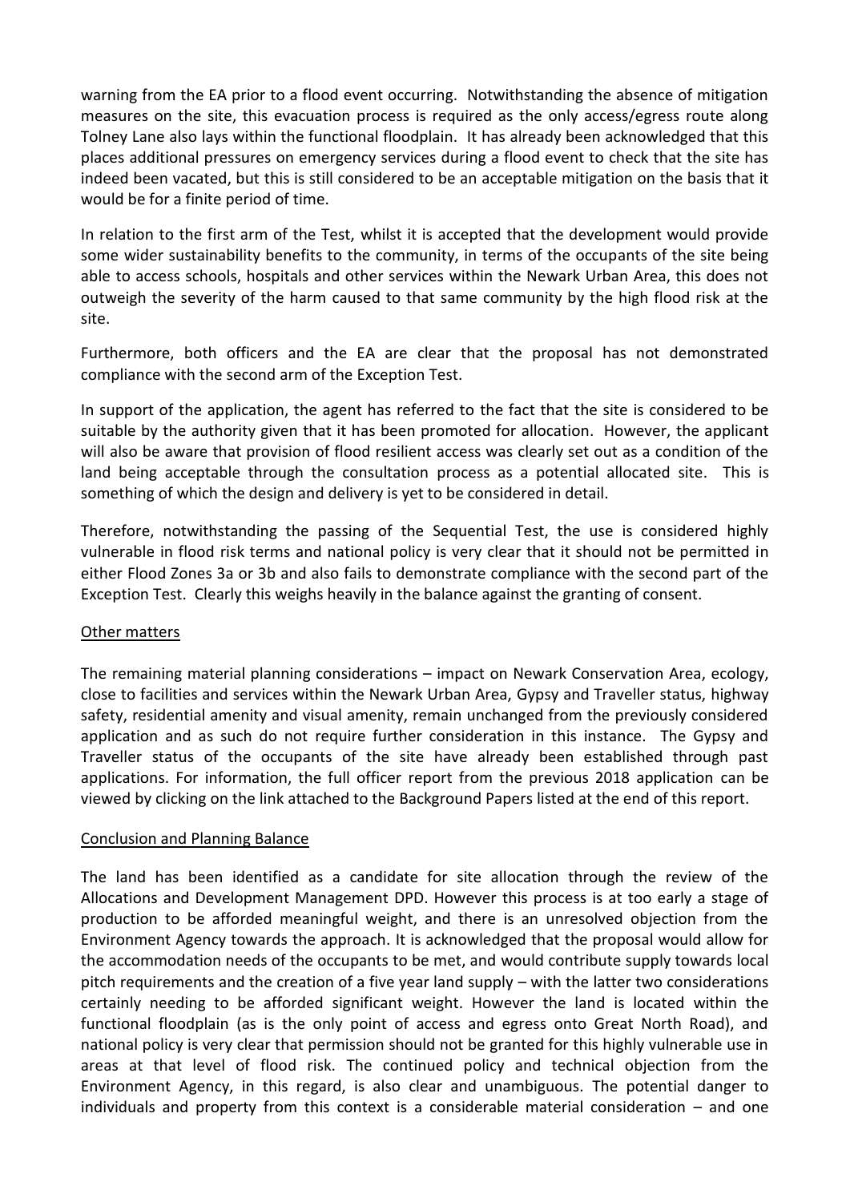warning from the EA prior to a flood event occurring. Notwithstanding the absence of mitigation measures on the site, this evacuation process is required as the only access/egress route along Tolney Lane also lays within the functional floodplain. It has already been acknowledged that this places additional pressures on emergency services during a flood event to check that the site has indeed been vacated, but this is still considered to be an acceptable mitigation on the basis that it would be for a finite period of time.

In relation to the first arm of the Test, whilst it is accepted that the development would provide some wider sustainability benefits to the community, in terms of the occupants of the site being able to access schools, hospitals and other services within the Newark Urban Area, this does not outweigh the severity of the harm caused to that same community by the high flood risk at the site.

Furthermore, both officers and the EA are clear that the proposal has not demonstrated compliance with the second arm of the Exception Test.

In support of the application, the agent has referred to the fact that the site is considered to be suitable by the authority given that it has been promoted for allocation. However, the applicant will also be aware that provision of flood resilient access was clearly set out as a condition of the land being acceptable through the consultation process as a potential allocated site. This is something of which the design and delivery is yet to be considered in detail.

Therefore, notwithstanding the passing of the Sequential Test, the use is considered highly vulnerable in flood risk terms and national policy is very clear that it should not be permitted in either Flood Zones 3a or 3b and also fails to demonstrate compliance with the second part of the Exception Test. Clearly this weighs heavily in the balance against the granting of consent.

## Other matters

The remaining material planning considerations – impact on Newark Conservation Area, ecology, close to facilities and services within the Newark Urban Area, Gypsy and Traveller status, highway safety, residential amenity and visual amenity, remain unchanged from the previously considered application and as such do not require further consideration in this instance. The Gypsy and Traveller status of the occupants of the site have already been established through past applications. For information, the full officer report from the previous 2018 application can be viewed by clicking on the link attached to the Background Papers listed at the end of this report.

## Conclusion and Planning Balance

The land has been identified as a candidate for site allocation through the review of the Allocations and Development Management DPD. However this process is at too early a stage of production to be afforded meaningful weight, and there is an unresolved objection from the Environment Agency towards the approach. It is acknowledged that the proposal would allow for the accommodation needs of the occupants to be met, and would contribute supply towards local pitch requirements and the creation of a five year land supply – with the latter two considerations certainly needing to be afforded significant weight. However the land is located within the functional floodplain (as is the only point of access and egress onto Great North Road), and national policy is very clear that permission should not be granted for this highly vulnerable use in areas at that level of flood risk. The continued policy and technical objection from the Environment Agency, in this regard, is also clear and unambiguous. The potential danger to individuals and property from this context is a considerable material consideration – and one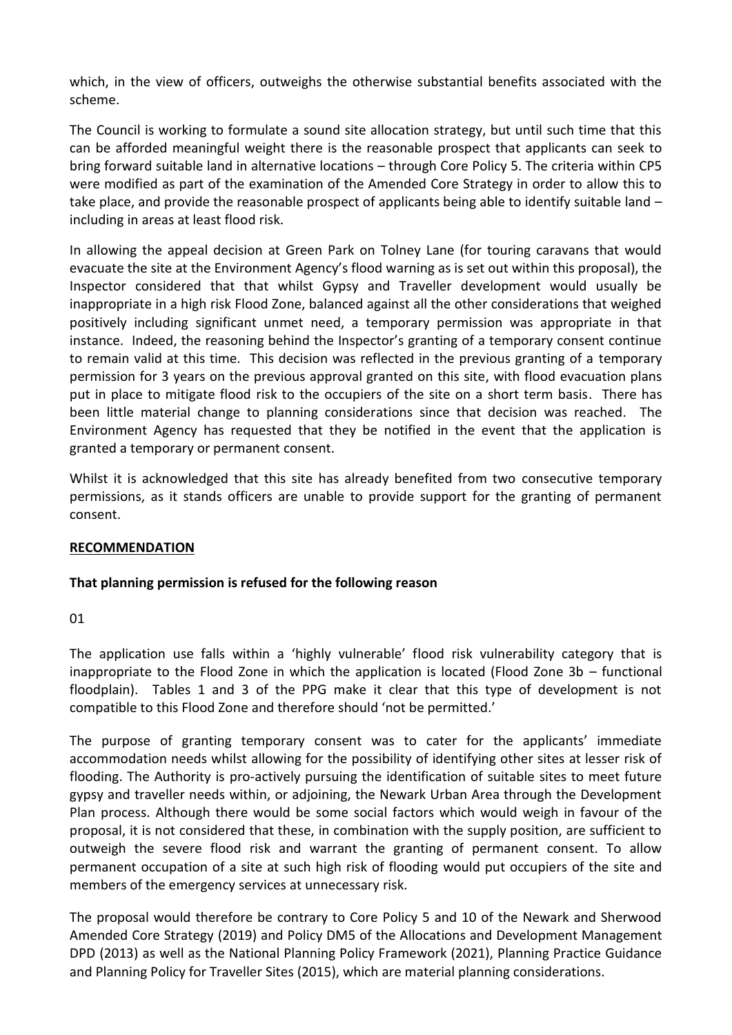which, in the view of officers, outweighs the otherwise substantial benefits associated with the scheme.

The Council is working to formulate a sound site allocation strategy, but until such time that this can be afforded meaningful weight there is the reasonable prospect that applicants can seek to bring forward suitable land in alternative locations – through Core Policy 5. The criteria within CP5 were modified as part of the examination of the Amended Core Strategy in order to allow this to take place, and provide the reasonable prospect of applicants being able to identify suitable land – including in areas at least flood risk.

In allowing the appeal decision at Green Park on Tolney Lane (for touring caravans that would evacuate the site at the Environment Agency's flood warning as is set out within this proposal), the Inspector considered that that whilst Gypsy and Traveller development would usually be inappropriate in a high risk Flood Zone, balanced against all the other considerations that weighed positively including significant unmet need, a temporary permission was appropriate in that instance. Indeed, the reasoning behind the Inspector's granting of a temporary consent continue to remain valid at this time. This decision was reflected in the previous granting of a temporary permission for 3 years on the previous approval granted on this site, with flood evacuation plans put in place to mitigate flood risk to the occupiers of the site on a short term basis. There has been little material change to planning considerations since that decision was reached. The Environment Agency has requested that they be notified in the event that the application is granted a temporary or permanent consent.

Whilst it is acknowledged that this site has already benefited from two consecutive temporary permissions, as it stands officers are unable to provide support for the granting of permanent consent.

## RECOMMENDATION

**That planning permission is refused for the following reason**

01

The application use falls within a 'highly vulnerable' flood risk vulnerability category that is inappropriate to the Flood Zone in which the application is located (Flood Zone 3b – functional floodplain). Tables 1 and 3 of the PPG make it clear that this type of development is not compatible to this Flood Zone and therefore should 'not be permitted.'

The purpose of granting temporary consent was to cater for the applicants' immediate accommodation needs whilst allowing for the possibility of identifying other sites at lesser risk of flooding. The Authority is pro-actively pursuing the identification of suitable sites to meet future gypsy and traveller needs within, or adjoining, the Newark Urban Area through the Development Plan process. Although there would be some social factors which would weigh in favour of the proposal, it is not considered that these, in combination with the supply position, are sufficient to outweigh the severe flood risk and warrant the granting of permanent consent. To allow permanent occupation of a site at such high risk of flooding would put occupiers of the site and members of the emergency services at unnecessary risk.

The proposal would therefore be contrary to Core Policy 5 and 10 of the Newark and Sherwood Amended Core Strategy (2019) and Policy DM5 of the Allocations and Development Management DPD (2013) as well as the National Planning Policy Framework (2021), Planning Practice Guidance and Planning Policy for Traveller Sites (2015), which are material planning considerations.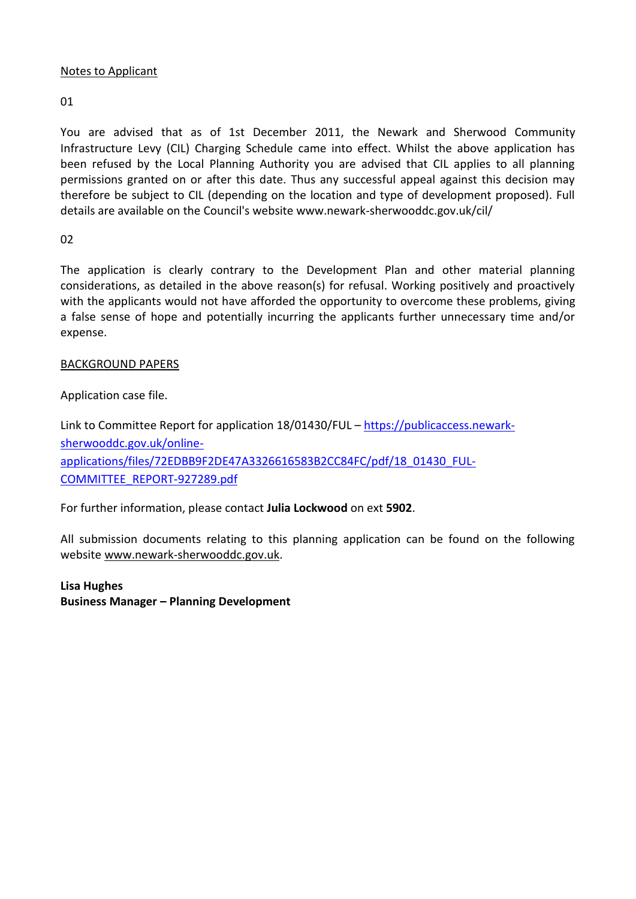Notes to Applicant

01

You are advised that as of 1st December 2011, the Newark and Sherwood Community Infrastructure Levy (CIL) Charging Schedule came into effect. Whilst the above application has been refused by the Local Planning Authority you are advised that CIL applies to all planning permissions granted on or after this date. Thus any successful appeal against this decision may therefore be subject to CIL (depending on the location and type of development proposed). Full details are available on the Council's website www.newark-sherwooddc.gov.uk/cil/

02

The application is clearly contrary to the Development Plan and other material planning considerations, as detailed in the above reason(s) for refusal. Working positively and proactively with the applicants would not have afforded the opportunity to overcome these problems, giving a false sense of hope and potentially incurring the applicants further unnecessary time and/or expense.

BACKGROUND PAPERS

Application case file.

Link to Committee Report for application 18/01430/FUL – https://publicaccess.newark-sherwooddc.gov.uk/online-applications/files/72EDBB9F2DE47A3326616583B2CC84FC/pdf/18_01430_FUL-COMMITTEE_REPORT-927289.pdf

For further information, please contact **Julia Lockwood** on ext **5902**.

All submission documents relating to this planning application can be found on the following website www.newark-sherwooddc.gov.uk.

**Lisa Hughes**
**Business Manager – Planning Development**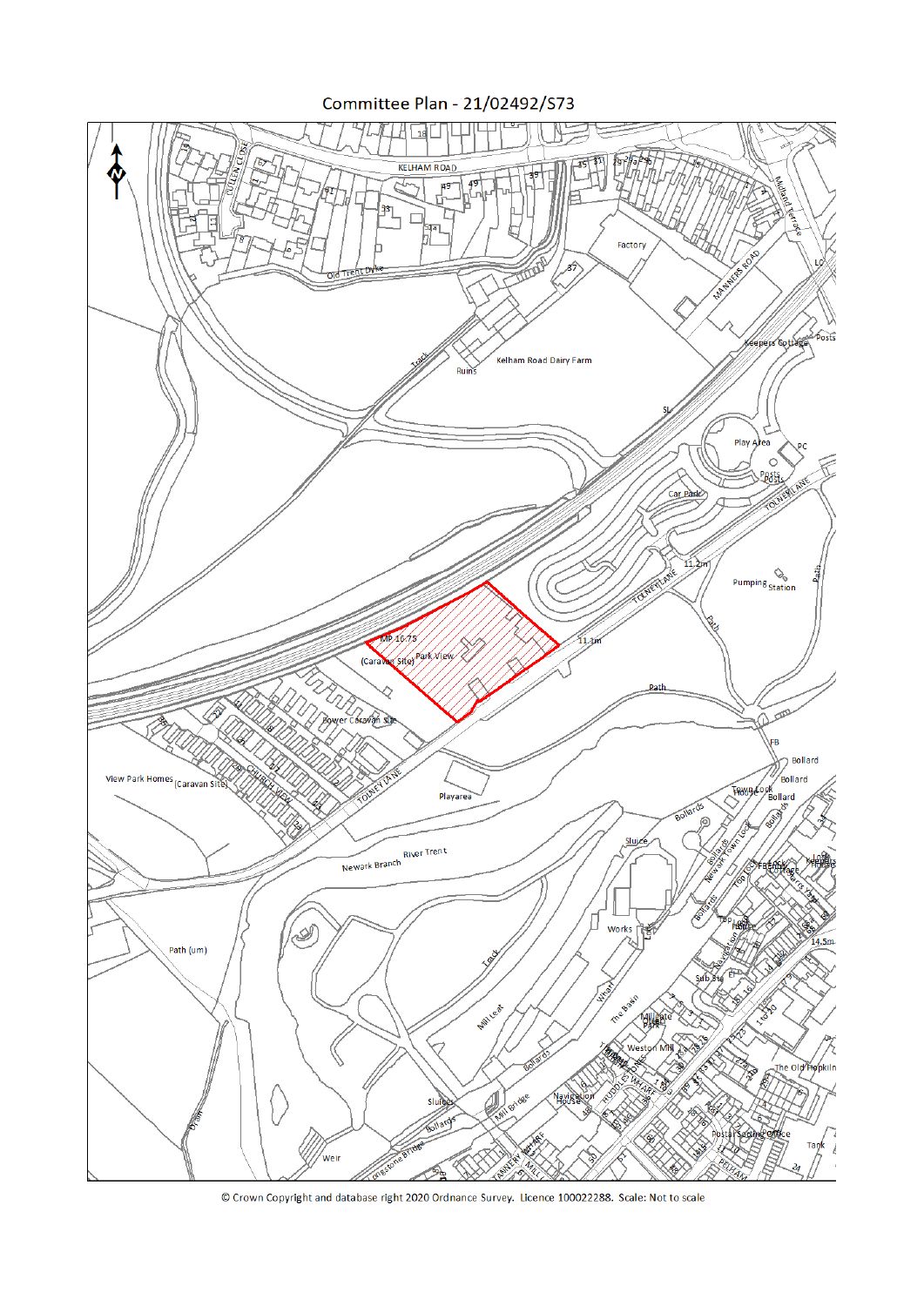# Committee Plan - 21/02492/S73

© Crown Copyright and database right 2020 Ordnance Survey. Licence 100022288. Scale: Not to scale